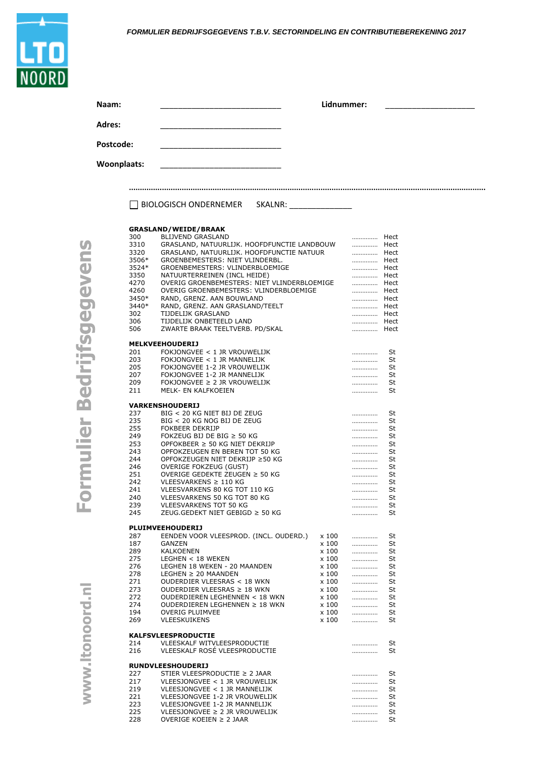*FORMULIER BEDRIJFSGEGEVENS T.B.V. SECTORINDELING EN CONTRIBUTIEBEREKENING 2017*

**Naam:** ____________________________ **Lidnummer:** ____________________

**Adres:** ____________________________

**Postcode:** ____________________________

**Woonplaats:** ____________________________

.......................................................................................................................................................

☐ BIOLOGISCH ONDERNEMER  SKALNR: ______________

**GRASLAND/WEIDE/BRAAK**

| | | | |
|---|---|---|---|
| 300 | BLIJVEND GRASLAND | ............... | Hect |
| 3310 | GRASLAND, NATUURLIJK. HOOFDFUNCTIE LANDBOUW | ............... | Hect |
| 3320 | GRASLAND, NATUURLIJK. HOOFDFUNCTIE NATUUR | ............... | Hect |
| 3506* | GROENBEMESTERS: NIET VLINDERBL. | ............... | Hect |
| 3524* | GROENBEMESTERS: VLINDERBLOEMIGE | ............... | Hect |
| 3350 | NATUURTERREINEN (INCL HEIDE) | ............... | Hect |
| 4270 | OVERIG GROENBEMESTERS: NIET VLINDERBLOEMIGE | ............... | Hect |
| 4260 | OVERIG GROENBEMESTERS: VLINDERBLOEMIGE | ............... | Hect |
| 3450* | RAND, GRENZ. AAN BOUWLAND | ............... | Hect |
| 3440* | RAND, GRENZ. AAN GRASLAND/TEELT | ............... | Hect |
| 302 | TIJDELIJK GRASLAND | ............... | Hect |
| 306 | TIJDELIJK ONBETEELD LAND | ............... | Hect |
| 506 | ZWARTE BRAAK TEELTVERB. PD/SKAL | ............... | Hect |

**MELKVEEHOUDERIJ**

| | | | |
|---|---|---|---|
| 201 | FOKJONGVEE < 1 JR VROUWELIJK | ............... | St |
| 203 | FOKJONGVEE < 1 JR MANNELIJK | ............... | St |
| 205 | FOKJONGVEE 1-2 JR VROUWELIJK | ............... | St |
| 207 | FOKJONGVEE 1-2 JR MANNELIJK | ............... | St |
| 209 | FOKJONGVEE ≥ 2 JR VROUWELIJK | ............... | St |
| 211 | MELK- EN KALFKOEIEN | ............... | St |

**VARKENSHOUDERIJ**

| | | | |
|---|---|---|---|
| 237 | BIG < 20 KG NIET BIJ DE ZEUG | ............... | St |
| 235 | BIG < 20 KG NOG BIJ DE ZEUG | ............... | St |
| 255 | FOKBEER DEKRIJP | ............... | St |
| 249 | FOKZEUG BIJ DE BIG ≥ 50 KG | ............... | St |
| 253 | OPFOKBEER ≥ 50 KG NIET DEKRIJP | ............... | St |
| 243 | OPFOKZEUGEN EN BEREN TOT 50 KG | ............... | St |
| 244 | OPFOKZEUGEN NIET DEKRIJP ≥50 KG | ............... | St |
| 246 | OVERIGE FOKZEUG (GUST) | ............... | St |
| 251 | OVERIGE GEDEKTE ZEUGEN ≥ 50 KG | ............... | St |
| 242 | VLEESVARKENS ≥ 110 KG | ............... | St |
| 241 | VLEESVARKENS 80 KG TOT 110 KG | ............... | St |
| 240 | VLEESVARKENS 50 KG TOT 80 KG | ............... | St |
| 239 | VLEESVARKENS TOT 50 KG | ............... | St |
| 245 | ZEUG.GEDEKT NIET GEBIGD ≥ 50 KG | ............... | St |

**PLUIMVEEHOUDERIJ**

| | | | | |
|---|---|---|---|---|
| 287 | EENDEN VOOR VLEESPROD. (INCL. OUDERD.) | x 100 | ............... | St |
| 187 | GANZEN | x 100 | ............... | St |
| 289 | KALKOENEN | x 100 | ............... | St |
| 275 | LEGHEN < 18 WEKEN | x 100 | ............... | St |
| 276 | LEGHEN 18 WEKEN - 20 MAANDEN | x 100 | ............... | St |
| 278 | LEGHEN ≥ 20 MAANDEN | x 100 | ............... | St |
| 271 | OUDERDIER VLEESRAS < 18 WKN | x 100 | ............... | St |
| 273 | OUDERDIER VLEESRAS ≥ 18 WKN | x 100 | ............... | St |
| 272 | OUDERDIEREN LEGHENNEN < 18 WKN | x 100 | ............... | St |
| 274 | OUDERDIEREN LEGHENNEN ≥ 18 WKN | x 100 | ............... | St |
| 194 | OVERIG PLUIMVEE | x 100 | ............... | St |
| 269 | VLEESKUIKENS | x 100 | ............... | St |

**KALFSVLEESPRODUCTIE**

| | | | |
|---|---|---|---|
| 214 | VLEESKALF WITVLEESPRODUCTIE | ............... | St |
| 216 | VLEESKALF ROSÉ VLEESPRODUCTIE | ............... | St |

**RUNDVLEESHOUDERIJ**

| | | | |
|---|---|---|---|
| 227 | STIER VLEESPRODUCTIE ≥ 2 JAAR | ............... | St |
| 217 | VLEESJONGVEE < 1 JR VROUWELIJK | ............... | St |
| 219 | VLEESJONGVEE < 1 JR MANNELIJK | ............... | St |
| 221 | VLEESJONGVEE 1-2 JR VROUWELIJK | ............... | St |
| 223 | VLEESJONGVEE 1-2 JR MANNELIJK | ............... | St |
| 225 | VLEESJONGVEE ≥ 2 JR VROUWELIJK | ............... | St |
| 228 | OVERIGE KOEIEN ≥ 2 JAAR | ............... | St |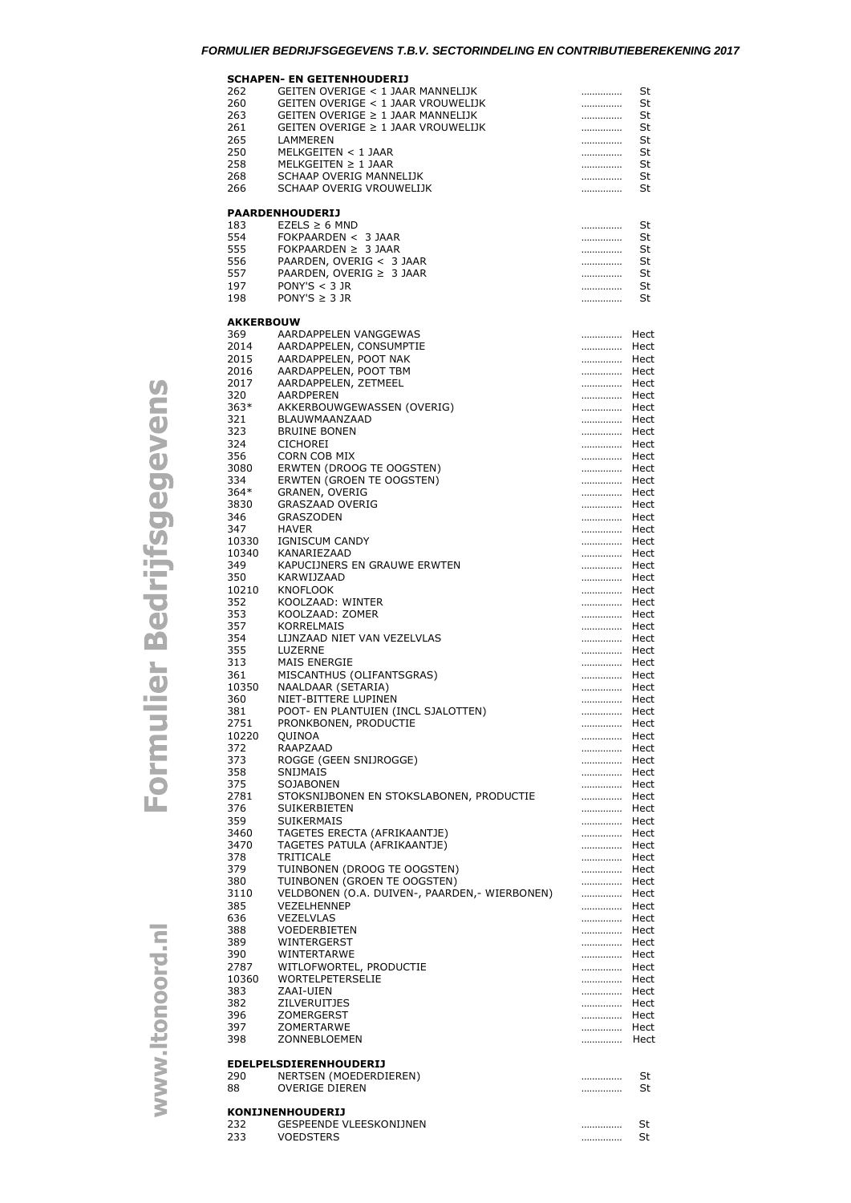### SCHAPEN- EN GEITENHOUDERIJ

| | | | |
|---|---|---|---|
| 262 | GEITEN OVERIGE < 1 JAAR MANNELIJK | .............. | St |
| 260 | GEITEN OVERIGE < 1 JAAR VROUWELIJK | .............. | St |
| 263 | GEITEN OVERIGE ≥ 1 JAAR MANNELIJK | .............. | St |
| 261 | GEITEN OVERIGE ≥ 1 JAAR VROUWELIJK | .............. | St |
| 265 | LAMMEREN | .............. | St |
| 250 | MELKGEITEN < 1 JAAR | .............. | St |
| 258 | MELKGEITEN ≥ 1 JAAR | .............. | St |
| 268 | SCHAAP OVERIG MANNELIJK | .............. | St |
| 266 | SCHAAP OVERIG VROUWELIJK | .............. | St |

### PAARDENHOUDERIJ

| | | | |
|---|---|---|---|
| 183 | EZELS ≥ 6 MND | .............. | St |
| 554 | FOKPAARDEN < 3 JAAR | .............. | St |
| 555 | FOKPAARDEN ≥ 3 JAAR | .............. | St |
| 556 | PAARDEN, OVERIG < 3 JAAR | .............. | St |
| 557 | PAARDEN, OVERIG ≥ 3 JAAR | .............. | St |
| 197 | PONY'S < 3 JR | .............. | St |
| 198 | PONY'S ≥ 3 JR | .............. | St |

### AKKERBOUW

| | | | |
|---|---|---|---|
| 369 | AARDAPPELEN VANGGEWAS | .............. | Hect |
| 2014 | AARDAPPELEN, CONSUMPTIE | .............. | Hect |
| 2015 | AARDAPPELEN, POOT NAK | .............. | Hect |
| 2016 | AARDAPPELEN, POOT TBM | .............. | Hect |
| 2017 | AARDAPPELEN, ZETMEEL | .............. | Hect |
| 320 | AARDPEREN | .............. | Hect |
| 363* | AKKERBOUWGEWASSEN (OVERIG) | .............. | Hect |
| 321 | BLAUWMAANZAAD | .............. | Hect |
| 323 | BRUINE BONEN | .............. | Hect |
| 324 | CICHOREI | .............. | Hect |
| 356 | CORN COB MIX | .............. | Hect |
| 3080 | ERWTEN (DROOG TE OOGSTEN) | .............. | Hect |
| 334 | ERWTEN (GROEN TE OOGSTEN) | .............. | Hect |
| 364* | GRANEN, OVERIG | .............. | Hect |
| 3830 | GRASZAAD OVERIG | .............. | Hect |
| 346 | GRASZODEN | .............. | Hect |
| 347 | HAVER | .............. | Hect |
| 10330 | IGNISCUM CANDY | .............. | Hect |
| 10340 | KANARIEZAAD | .............. | Hect |
| 349 | KAPUCIJNERS EN GRAUWE ERWTEN | .............. | Hect |
| 350 | KARWIJZAAD | .............. | Hect |
| 10210 | KNOFLOOK | .............. | Hect |
| 352 | KOOLZAAD: WINTER | .............. | Hect |
| 353 | KOOLZAAD: ZOMER | .............. | Hect |
| 357 | KORRELMAIS | .............. | Hect |
| 354 | LIJNZAAD NIET VAN VEZELVLAS | .............. | Hect |
| 355 | LUZERNE | .............. | Hect |
| 313 | MAIS ENERGIE | .............. | Hect |
| 361 | MISCANTHUS (OLIFANTSGRAS) | .............. | Hect |
| 10350 | NAALDAAR (SETARIA) | .............. | Hect |
| 360 | NIET-BITTERE LUPINEN | .............. | Hect |
| 381 | POOT- EN PLANTUIEN (INCL SJALOTTEN) | .............. | Hect |
| 2751 | PRONKBONEN, PRODUCTIE | .............. | Hect |
| 10220 | QUINOA | .............. | Hect |
| 372 | RAAPZAAD | .............. | Hect |
| 373 | ROGGE (GEEN SNIJROGGE) | .............. | Hect |
| 358 | SNIJMAIS | .............. | Hect |
| 375 | SOJABONEN | .............. | Hect |
| 2781 | STOKSNIJBONEN EN STOKSLABONEN, PRODUCTIE | .............. | Hect |
| 376 | SUIKERBIETEN | .............. | Hect |
| 359 | SUIKERMAIS | .............. | Hect |
| 3460 | TAGETES ERECTA (AFRIKAANTJE) | .............. | Hect |
| 3470 | TAGETES PATULA (AFRIKAANTJE) | .............. | Hect |
| 378 | TRITICALE | .............. | Hect |
| 379 | TUINBONEN (DROOG TE OOGSTEN) | .............. | Hect |
| 380 | TUINBONEN (GROEN TE OOGSTEN) | .............. | Hect |
| 3110 | VELDBONEN (O.A. DUIVEN-, PAARDEN,- WIERBONEN) | .............. | Hect |
| 385 | VEZELHENNEP | .............. | Hect |
| 636 | VEZELVLAS | .............. | Hect |
| 388 | VOEDERBIETEN | .............. | Hect |
| 389 | WINTERGERST | .............. | Hect |
| 390 | WINTERTARWE | .............. | Hect |
| 2787 | WITLOFWORTEL, PRODUCTIE | .............. | Hect |
| 10360 | WORTELPETERSELIE | .............. | Hect |
| 383 | ZAAI-UIEN | .............. | Hect |
| 382 | ZILVERUITJES | .............. | Hect |
| 396 | ZOMERGERST | .............. | Hect |
| 397 | ZOMERTARWE | .............. | Hect |
| 398 | ZONNEBLOEMEN | .............. | Hect |

### EDELPELSDIERENHOUDERIJ

| | | | |
|---|---|---|---|
| 290 | NERTSEN (MOEDERDIEREN) | .............. | St |
| 88 | OVERIGE DIEREN | .............. | St |

### KONIJNENHOUDERIJ

| | | | |
|---|---|---|---|
| 232 | GESPEENDE VLEESKONIJNEN | .............. | St |
| 233 | VOEDSTERS | .............. | St |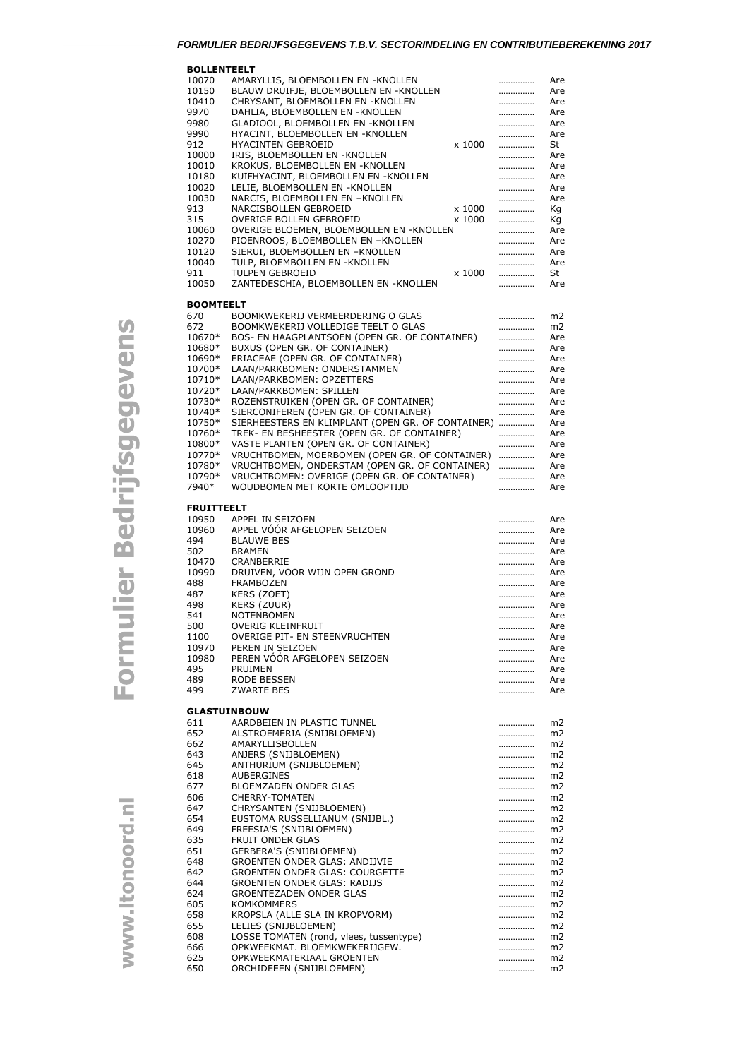***FORMULIER BEDRIJFSGEGEVENS T.B.V. SECTORINDELING EN CONTRIBUTIEBEREKENING 2017***

**BOLLENTEELT**

| | | | | |
|---|---|---|---|---|
| 10070 | AMARYLLIS, BLOEMBOLLEN EN -KNOLLEN | | ………….. | Are |
| 10150 | BLAUW DRUIFJE, BLOEMBOLLEN EN -KNOLLEN | | ………….. | Are |
| 10410 | CHRYSANT, BLOEMBOLLEN EN -KNOLLEN | | ………….. | Are |
| 9970 | DAHLIA, BLOEMBOLLEN EN -KNOLLEN | | ………….. | Are |
| 9980 | GLADIOOL, BLOEMBOLLEN EN -KNOLLEN | | ………….. | Are |
| 9990 | HYACINT, BLOEMBOLLEN EN -KNOLLEN | | ………….. | Are |
| 912 | HYACINTEN GEBROEID | x 1000 | ………….. | St |
| 10000 | IRIS, BLOEMBOLLEN EN -KNOLLEN | | ………….. | Are |
| 10010 | KROKUS, BLOEMBOLLEN EN -KNOLLEN | | ………….. | Are |
| 10180 | KUIFHYACINT, BLOEMBOLLEN EN -KNOLLEN | | ………….. | Are |
| 10020 | LELIE, BLOEMBOLLEN EN -KNOLLEN | | ………….. | Are |
| 10030 | NARCIS, BLOEMBOLLEN EN –KNOLLEN | | ………….. | Are |
| 913 | NARCISBOLLEN GEBROEID | x 1000 | ………….. | Kg |
| 315 | OVERIGE BOLLEN GEBROEID | x 1000 | ………….. | Kg |
| 10060 | OVERIGE BLOEMEN, BLOEMBOLLEN EN -KNOLLEN | | ………….. | Are |
| 10270 | PIOENROOS, BLOEMBOLLEN EN –KNOLLEN | | ………….. | Are |
| 10120 | SIERUI, BLOEMBOLLEN EN –KNOLLEN | | ………….. | Are |
| 10040 | TULP, BLOEMBOLLEN EN -KNOLLEN | | ………….. | Are |
| 911 | TULPEN GEBROEID | x 1000 | ………….. | St |
| 10050 | ZANTEDESCHIA, BLOEMBOLLEN EN -KNOLLEN | | ………….. | Are |

**BOOMTEELT**

| | | | |
|---|---|---|---|
| 670 | BOOMKWEKERIJ VERMEERDERING O GLAS | ………….. | m2 |
| 672 | BOOMKWEKERIJ VOLLEDIGE TEELT O GLAS | ………….. | m2 |
| 10670* | BOS- EN HAAGPLANTSOEN (OPEN GR. OF CONTAINER) | ………….. | Are |
| 10680* | BUXUS (OPEN GR. OF CONTAINER) | ………….. | Are |
| 10690* | ERIACEAE (OPEN GR. OF CONTAINER) | ………….. | Are |
| 10700* | LAAN/PARKBOMEN: ONDERSTAMMEN | ………….. | Are |
| 10710* | LAAN/PARKBOMEN: OPZETTERS | ………….. | Are |
| 10720* | LAAN/PARKBOMEN: SPILLEN | ………….. | Are |
| 10730* | ROZENSTRUIKEN (OPEN GR. OF CONTAINER) | ………….. | Are |
| 10740* | SIERCONIFEREN (OPEN GR. OF CONTAINER) | ………….. | Are |
| 10750* | SIERHEESTERS EN KLIMPLANT (OPEN GR. OF CONTAINER) | ………….. | Are |
| 10760* | TREK- EN BESHEESTER (OPEN GR. OF CONTAINER) | ………….. | Are |
| 10800* | VASTE PLANTEN (OPEN GR. OF CONTAINER) | ………….. | Are |
| 10770* | VRUCHTBOMEN, MOERBOMEN (OPEN GR. OF CONTAINER) | ………….. | Are |
| 10780* | VRUCHTBOMEN, ONDERSTAM (OPEN GR. OF CONTAINER) | ………….. | Are |
| 10790* | VRUCHTBOMEN: OVERIGE (OPEN GR. OF CONTAINER) | ………….. | Are |
| 7940* | WOUDBOMEN MET KORTE OMLOOPTIJD | ………….. | Are |

**FRUITTEELT**

| | | | |
|---|---|---|---|
| 10950 | APPEL IN SEIZOEN | ………….. | Are |
| 10960 | APPEL VÓÓR AFGELOPEN SEIZOEN | ………….. | Are |
| 494 | BLAUWE BES | ………….. | Are |
| 502 | BRAMEN | ………….. | Are |
| 10470 | CRANBERRIE | ………….. | Are |
| 10990 | DRUIVEN, VOOR WIJN OPEN GROND | ………….. | Are |
| 488 | FRAMBOZEN | ………….. | Are |
| 487 | KERS (ZOET) | ………….. | Are |
| 498 | KERS (ZUUR) | ………….. | Are |
| 541 | NOTENBOMEN | ………….. | Are |
| 500 | OVERIG KLEINFRUIT | ………….. | Are |
| 1100 | OVERIGE PIT- EN STEENVRUCHTEN | ………….. | Are |
| 10970 | PEREN IN SEIZOEN | ………….. | Are |
| 10980 | PEREN VÓÓR AFGELOPEN SEIZOEN | ………….. | Are |
| 495 | PRUIMEN | ………….. | Are |
| 489 | RODE BESSEN | ………….. | Are |
| 499 | ZWARTE BES | ………….. | Are |

**GLASTUINBOUW**

| | | | |
|---|---|---|---|
| 611 | AARDBEIEN IN PLASTIC TUNNEL | ………….. | m2 |
| 652 | ALSTROEMERIA (SNIJBLOEMEN) | ………….. | m2 |
| 662 | AMARYLLISBOLLEN | ………….. | m2 |
| 643 | ANJERS (SNIJBLOEMEN) | ………….. | m2 |
| 645 | ANTHURIUM (SNIJBLOEMEN) | ………….. | m2 |
| 618 | AUBERGINES | ………….. | m2 |
| 677 | BLOEMZADEN ONDER GLAS | ………….. | m2 |
| 606 | CHERRY-TOMATEN | ………….. | m2 |
| 647 | CHRYSANTEN (SNIJBLOEMEN) | ………….. | m2 |
| 654 | EUSTOMA RUSSELLIANUM (SNIJBL.) | ………….. | m2 |
| 649 | FREESIA'S (SNIJBLOEMEN) | ………….. | m2 |
| 635 | FRUIT ONDER GLAS | ………….. | m2 |
| 651 | GERBERA'S (SNIJBLOEMEN) | ………….. | m2 |
| 648 | GROENTEN ONDER GLAS: ANDIJVIE | ………….. | m2 |
| 642 | GROENTEN ONDER GLAS: COURGETTE | ………….. | m2 |
| 644 | GROENTEN ONDER GLAS: RADIJS | ………….. | m2 |
| 624 | GROENTEZADEN ONDER GLAS | ………….. | m2 |
| 605 | KOMKOMMERS | ………….. | m2 |
| 658 | KROPSLA (ALLE SLA IN KROPVORM) | ………….. | m2 |
| 655 | LELIES (SNIJBLOEMEN) | ………….. | m2 |
| 608 | LOSSE TOMATEN (rond, vlees, tussentype) | ………….. | m2 |
| 666 | OPKWEEKMAT. BLOEMKWEKERIJGEW. | ………….. | m2 |
| 625 | OPKWEEKMATERIAAL GROENTEN | ………….. | m2 |
| 650 | ORCHIDEEEN (SNIJBLOEMEN) | ………….. | m2 |

**Formulier Bedrijfsgegevens**

www.ltonoord.nl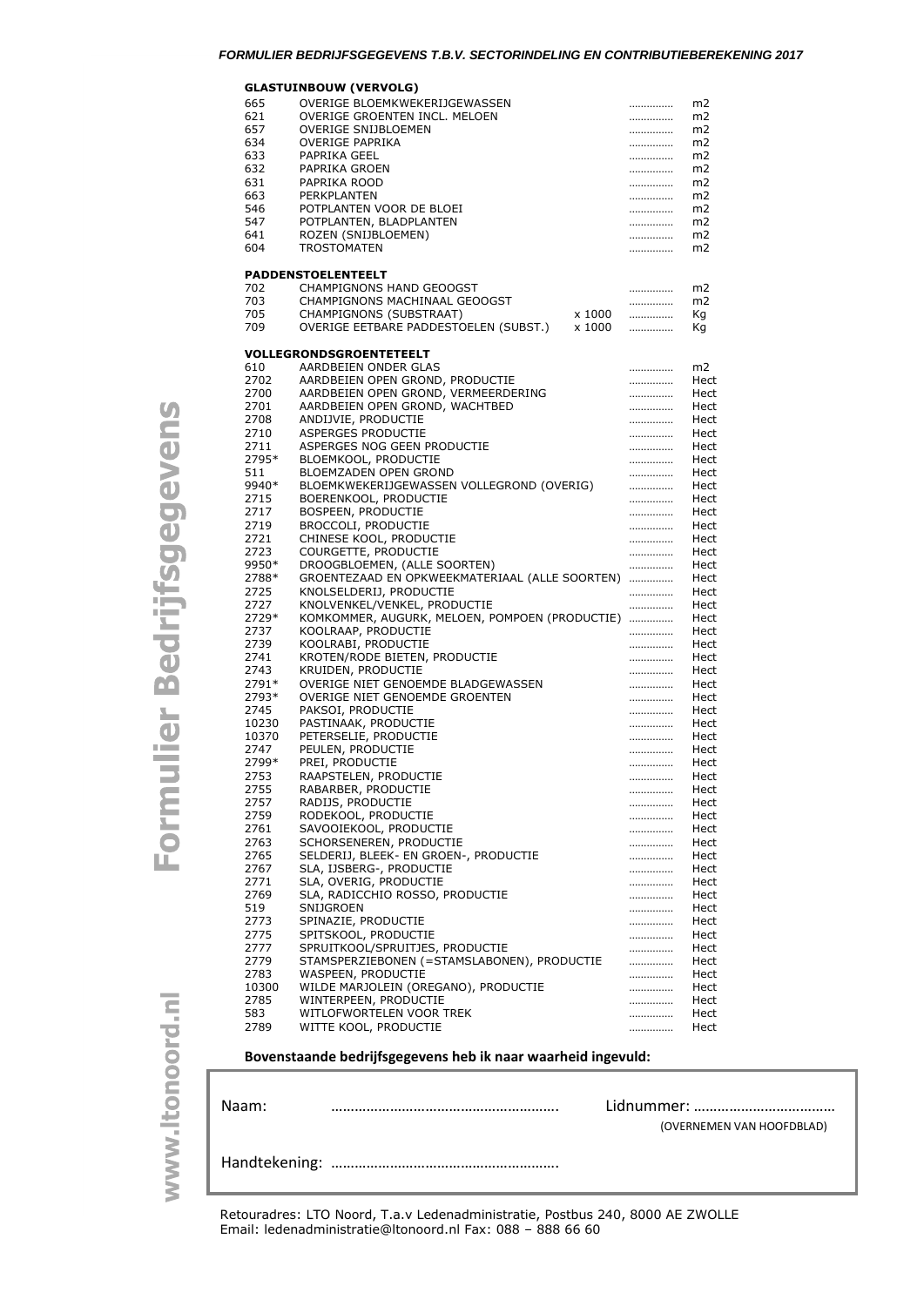## GLASTUINBOUW (VERVOLG)

| | | | | |
|---|---|---|---|---|
| 665 | OVERIGE BLOEMKWEKERIJGEWASSEN | | .............. | m2 |
| 621 | OVERIGE GROENTEN INCL. MELOEN | | .............. | m2 |
| 657 | OVERIGE SNIJBLOEMEN | | .............. | m2 |
| 634 | OVERIGE PAPRIKA | | .............. | m2 |
| 633 | PAPRIKA GEEL | | .............. | m2 |
| 632 | PAPRIKA GROEN | | .............. | m2 |
| 631 | PAPRIKA ROOD | | .............. | m2 |
| 663 | PERKPLANTEN | | .............. | m2 |
| 546 | POTPLANTEN VOOR DE BLOEI | | .............. | m2 |
| 547 | POTPLANTEN, BLADPLANTEN | | .............. | m2 |
| 641 | ROZEN (SNIJBLOEMEN) | | .............. | m2 |
| 604 | TROSTOMATEN | | .............. | m2 |

## PADDENSTOELENTEELT

| | | | | |
|---|---|---|---|---|
| 702 | CHAMPIGNONS HAND GEOOGST | | .............. | m2 |
| 703 | CHAMPIGNONS MACHINAAL GEOOGST | | .............. | m2 |
| 705 | CHAMPIGNONS (SUBSTRAAT) | x 1000 | .............. | Kg |
| 709 | OVERIGE EETBARE PADDESTOELEN (SUBST.) | x 1000 | .............. | Kg |

## VOLLEGRONDSGROENTETEELT

| | | | |
|---|---|---|---|
| 610 | AARDBEIEN ONDER GLAS | .............. | m2 |
| 2702 | AARDBEIEN OPEN GROND, PRODUCTIE | .............. | Hect |
| 2700 | AARDBEIEN OPEN GROND, VERMEERDERING | .............. | Hect |
| 2701 | AARDBEIEN OPEN GROND, WACHTBED | .............. | Hect |
| 2708 | ANDIJVIE, PRODUCTIE | .............. | Hect |
| 2710 | ASPERGES PRODUCTIE | .............. | Hect |
| 2711 | ASPERGES NOG GEEN PRODUCTIE | .............. | Hect |
| 2795* | BLOEMKOOL, PRODUCTIE | .............. | Hect |
| 511 | BLOEMZADEN OPEN GROND | .............. | Hect |
| 9940* | BLOEMKWEKERIJGEWASSEN VOLLEGROND (OVERIG) | .............. | Hect |
| 2715 | BOERENKOOL, PRODUCTIE | .............. | Hect |
| 2717 | BOSPEEN, PRODUCTIE | .............. | Hect |
| 2719 | BROCCOLI, PRODUCTIE | .............. | Hect |
| 2721 | CHINESE KOOL, PRODUCTIE | .............. | Hect |
| 2723 | COURGETTE, PRODUCTIE | .............. | Hect |
| 9950* | DROOGBLOEMEN, (ALLE SOORTEN) | .............. | Hect |
| 2788* | GROENTEZAAD EN OPKWEEKMATERIAAL (ALLE SOORTEN) | .............. | Hect |
| 2725 | KNOLSELDERIJ, PRODUCTIE | .............. | Hect |
| 2727 | KNOLVENKEL/VENKEL, PRODUCTIE | .............. | Hect |
| 2729* | KOMKOMMER, AUGURK, MELOEN, POMPOEN (PRODUCTIE) | .............. | Hect |
| 2737 | KOOLRAAP, PRODUCTIE | .............. | Hect |
| 2739 | KOOLRABI, PRODUCTIE | .............. | Hect |
| 2741 | KROTEN/RODE BIETEN, PRODUCTIE | .............. | Hect |
| 2743 | KRUIDEN, PRODUCTIE | .............. | Hect |
| 2791* | OVERIGE NIET GENOEMDE BLADGEWASSEN | .............. | Hect |
| 2793* | OVERIGE NIET GENOEMDE GROENTEN | .............. | Hect |
| 2745 | PAKSOI, PRODUCTIE | .............. | Hect |
| 10230 | PASTINAAK, PRODUCTIE | .............. | Hect |
| 10370 | PETERSELIE, PRODUCTIE | .............. | Hect |
| 2747 | PEULEN, PRODUCTIE | .............. | Hect |
| 2799* | PREI, PRODUCTIE | .............. | Hect |
| 2753 | RAAPSTELEN, PRODUCTIE | .............. | Hect |
| 2755 | RABARBER, PRODUCTIE | .............. | Hect |
| 2757 | RADIJS, PRODUCTIE | .............. | Hect |
| 2759 | RODEKOOL, PRODUCTIE | .............. | Hect |
| 2761 | SAVOOIEKOOL, PRODUCTIE | .............. | Hect |
| 2763 | SCHORSENEREN, PRODUCTIE | .............. | Hect |
| 2765 | SELDERIJ, BLEEK- EN GROEN-, PRODUCTIE | .............. | Hect |
| 2767 | SLA, IJSBERG-, PRODUCTIE | .............. | Hect |
| 2771 | SLA, OVERIG, PRODUCTIE | .............. | Hect |
| 2769 | SLA, RADICCHIO ROSSO, PRODUCTIE | .............. | Hect |
| 519 | SNIJGROEN | .............. | Hect |
| 2773 | SPINAZIE, PRODUCTIE | .............. | Hect |
| 2775 | SPITSKOOL, PRODUCTIE | .............. | Hect |
| 2777 | SPRUITKOOL/SPRUITJES, PRODUCTIE | .............. | Hect |
| 2779 | STAMSPERZIEBONEN (=STAMSLABONEN), PRODUCTIE | .............. | Hect |
| 2783 | WASPEEN, PRODUCTIE | .............. | Hect |
| 10300 | WILDE MARJOLEIN (OREGANO), PRODUCTIE | .............. | Hect |
| 2785 | WINTERPEEN, PRODUCTIE | .............. | Hect |
| 583 | WITLOFWORTELEN VOOR TREK | .............. | Hect |
| 2789 | WITTE KOOL, PRODUCTIE | .............. | Hect |

**Bovenstaande bedrijfsgegevens heb ik naar waarheid ingevuld:**

Naam: ………………………………………………….  Lidnummer: ………………………………
(OVERNEMEN VAN HOOFDBLAD)

Handtekening: ………………………………………………….

Retouradres: LTO Noord, T.a.v Ledenadministratie, Postbus 240, 8000 AE ZWOLLE
Email: ledenadministratie@ltonoord.nl Fax: 088 – 888 66 60